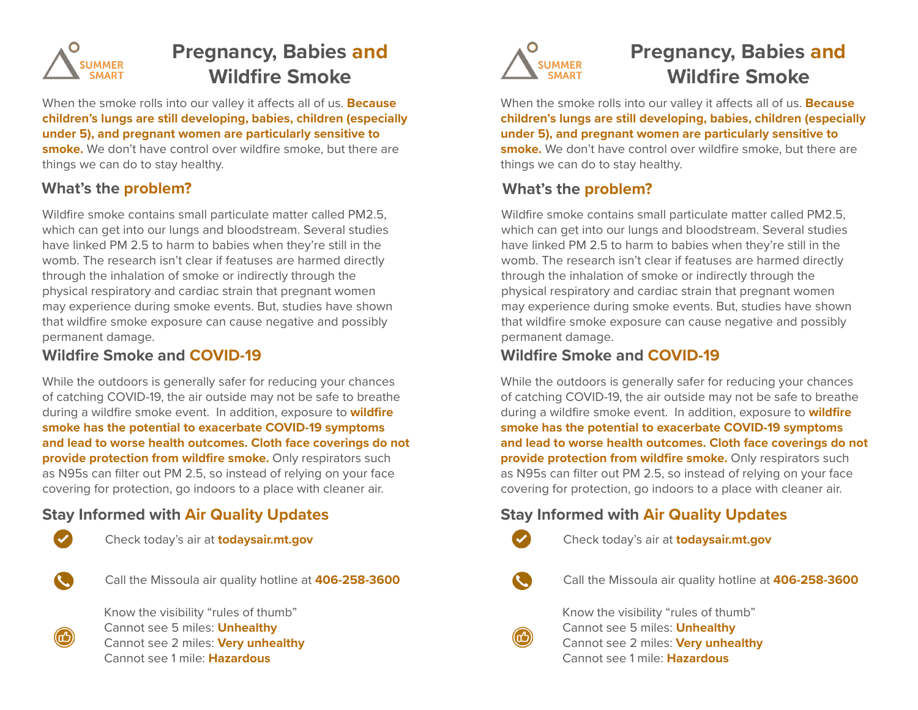SUMMER SMART

# Pregnancy, Babies and Wildfire Smoke

When the smoke rolls into our valley it affects all of us. **Because children's lungs are still developing, babies, children (especially under 5), and pregnant women are particularly sensitive to smoke.** We don't have control over wildfire smoke, but there are things we can do to stay healthy.

## What's the problem?

Wildfire smoke contains small particulate matter called PM2.5, which can get into our lungs and bloodstream. Several studies have linked PM 2.5 to harm to babies when they're still in the womb. The research isn't clear if featuses are harmed directly through the inhalation of smoke or indirectly through the physical respiratory and cardiac strain that pregnant women may experience during smoke events. But, studies have shown that wildfire smoke exposure can cause negative and possibly permanent damage.

## Wildfire Smoke and COVID-19

While the outdoors is generally safer for reducing your chances of catching COVID-19, the air outside may not be safe to breathe during a wildfire smoke event. In addition, exposure to **wildfire smoke has the potential to exacerbate COVID-19 symptoms and lead to worse health outcomes. Cloth face coverings do not provide protection from wildfire smoke.** Only respirators such as N95s can filter out PM 2.5, so instead of relying on your face covering for protection, go indoors to a place with cleaner air.

## Stay Informed with Air Quality Updates

- Check today's air at **todaysair.mt.gov**
- Call the Missoula air quality hotline at **406-258-3600**
- Know the visibility "rules of thumb"
  Cannot see 5 miles: **Unhealthy**
  Cannot see 2 miles: **Very unhealthy**
  Cannot see 1 mile: **Hazardous**

SUMMER SMART

# Pregnancy, Babies and Wildfire Smoke

When the smoke rolls into our valley it affects all of us. **Because children's lungs are still developing, babies, children (especially under 5), and pregnant women are particularly sensitive to smoke.** We don't have control over wildfire smoke, but there are things we can do to stay healthy.

## What's the problem?

Wildfire smoke contains small particulate matter called PM2.5, which can get into our lungs and bloodstream. Several studies have linked PM 2.5 to harm to babies when they're still in the womb. The research isn't clear if featuses are harmed directly through the inhalation of smoke or indirectly through the physical respiratory and cardiac strain that pregnant women may experience during smoke events. But, studies have shown that wildfire smoke exposure can cause negative and possibly permanent damage.

## Wildfire Smoke and COVID-19

While the outdoors is generally safer for reducing your chances of catching COVID-19, the air outside may not be safe to breathe during a wildfire smoke event. In addition, exposure to **wildfire smoke has the potential to exacerbate COVID-19 symptoms and lead to worse health outcomes. Cloth face coverings do not provide protection from wildfire smoke.** Only respirators such as N95s can filter out PM 2.5, so instead of relying on your face covering for protection, go indoors to a place with cleaner air.

## Stay Informed with Air Quality Updates

- Check today's air at **todaysair.mt.gov**
- Call the Missoula air quality hotline at **406-258-3600**
- Know the visibility "rules of thumb"
  Cannot see 5 miles: **Unhealthy**
  Cannot see 2 miles: **Very unhealthy**
  Cannot see 1 mile: **Hazardous**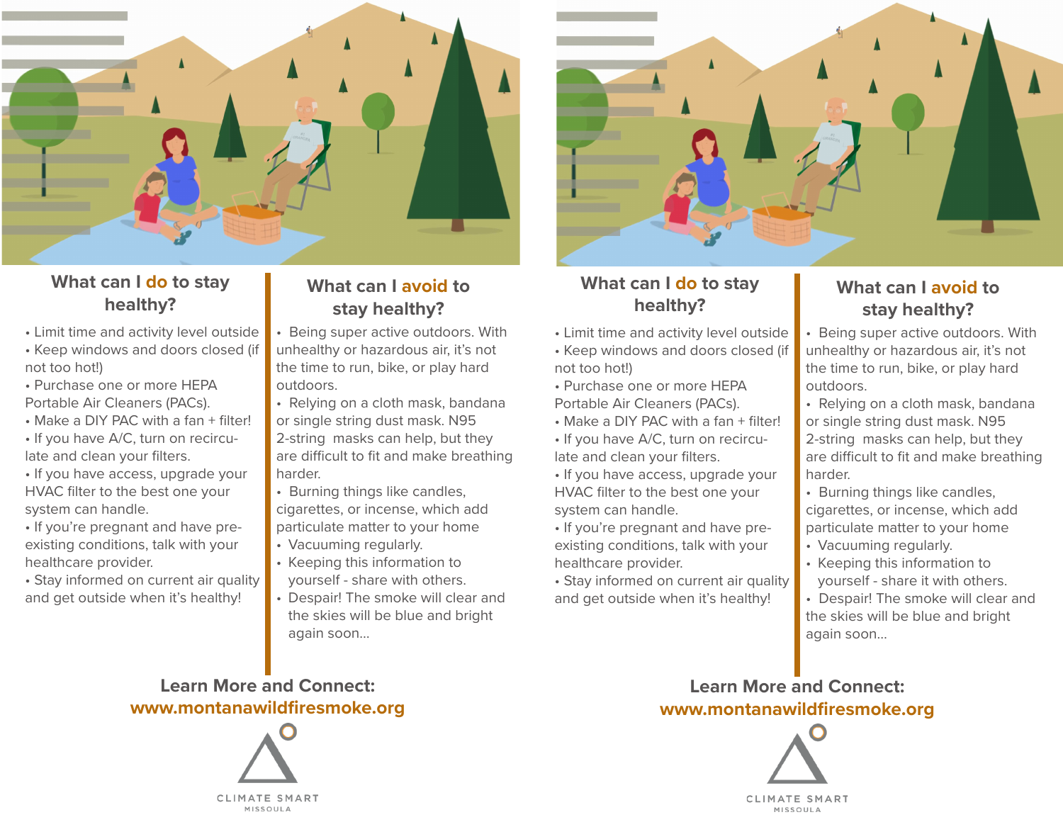## What can I do to stay healthy?

- Limit time and activity level outside
- Keep windows and doors closed (if not too hot!)
- Purchase one or more HEPA Portable Air Cleaners (PACs).
- Make a DIY PAC with a fan + filter!
- If you have A/C, turn on recirculate and clean your filters.
- If you have access, upgrade your HVAC filter to the best one your system can handle.
- If you're pregnant and have pre-existing conditions, talk with your healthcare provider.
- Stay informed on current air quality and get outside when it's healthy!

## What can I avoid to stay healthy?

- Being super active outdoors. With unhealthy or hazardous air, it's not the time to run, bike, or play hard outdoors.
- Relying on a cloth mask, bandana or single string dust mask. N95 2-string masks can help, but they are difficult to fit and make breathing harder.
- Burning things like candles, cigarettes, or incense, which add particulate matter to your home
- Vacuuming regularly.
- Keeping this information to yourself - share with others.
- Despair! The smoke will clear and the skies will be blue and bright again soon...

**Learn More and Connect:**
**www.montanawildfiresmoke.org**

CLIMATE SMART
MISSOULA

## What can I do to stay healthy?

- Limit time and activity level outside
- Keep windows and doors closed (if not too hot!)
- Purchase one or more HEPA Portable Air Cleaners (PACs).
- Make a DIY PAC with a fan + filter!
- If you have A/C, turn on recirculate and clean your filters.
- If you have access, upgrade your HVAC filter to the best one your system can handle.
- If you're pregnant and have pre-existing conditions, talk with your healthcare provider.
- Stay informed on current air quality and get outside when it's healthy!

## What can I avoid to stay healthy?

- Being super active outdoors. With unhealthy or hazardous air, it's not the time to run, bike, or play hard outdoors.
- Relying on a cloth mask, bandana or single string dust mask. N95 2-string masks can help, but they are difficult to fit and make breathing harder.
- Burning things like candles, cigarettes, or incense, which add particulate matter to your home
- Vacuuming regularly.
- Keeping this information to yourself - share it with others.
- Despair! The smoke will clear and the skies will be blue and bright again soon...

**Learn More and Connect:**
**www.montanawildfiresmoke.org**

CLIMATE SMART
MISSOULA